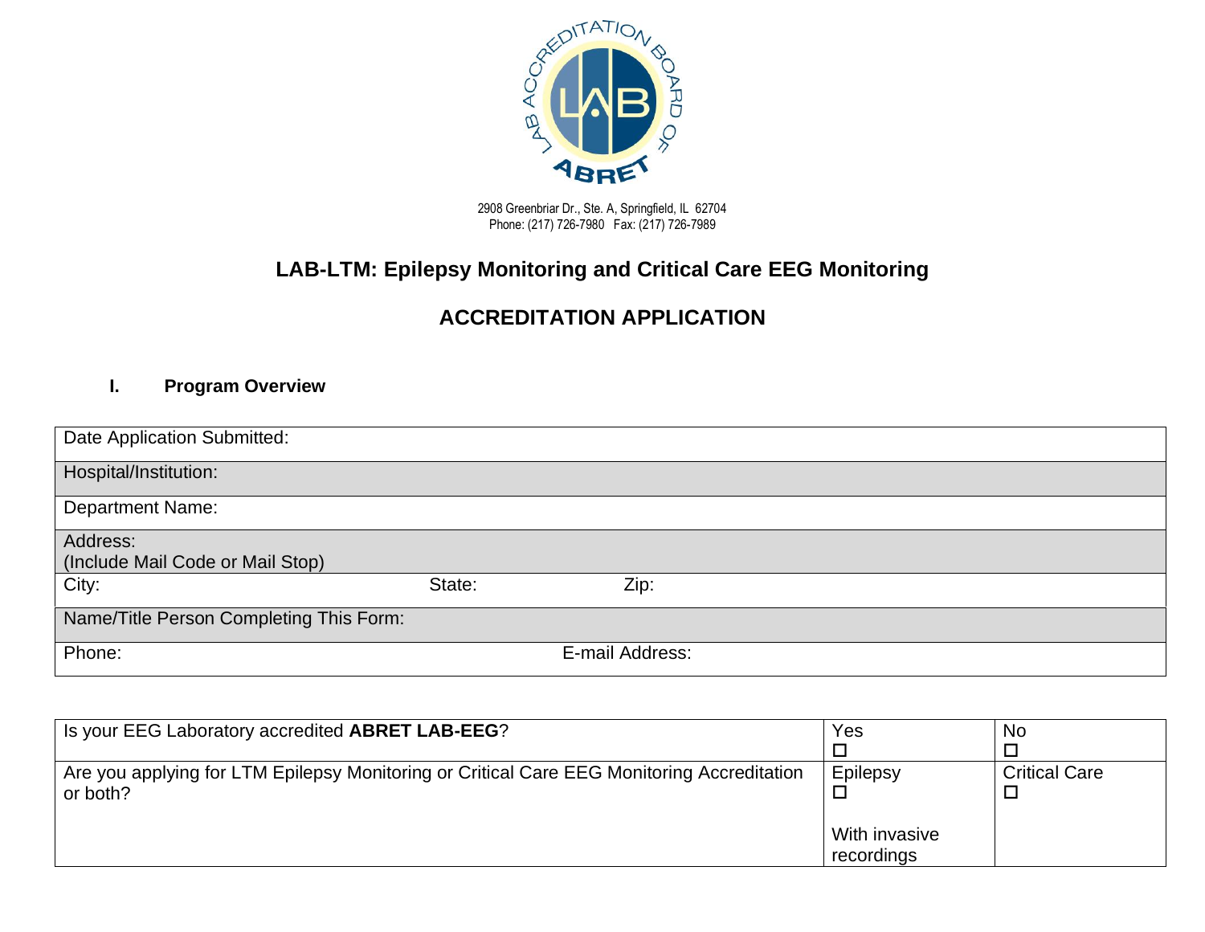2908 Greenbriar Dr., Ste. A, Springfield, IL 62704
Phone: (217) 726-7980 Fax: (217) 726-7989

# LAB-LTM: Epilepsy Monitoring and Critical Care EEG Monitoring

# ACCREDITATION APPLICATION

## I. Program Overview

| Date Application Submitted: | | |
|---|---|---|
| Hospital/Institution: | | |
| Department Name: | | |
| Address: (Include Mail Code or Mail Stop) | | |
| City: | State: | Zip: |
| Name/Title Person Completing This Form: | | |
| Phone: | E-mail Address: | |

| Is your EEG Laboratory accredited **ABRET LAB-EEG**? | Yes ☐ | No ☐ |
|---|---|---|
| Are you applying for LTM Epilepsy Monitoring or Critical Care EEG Monitoring Accreditation or both? | Epilepsy ☐<br><br>With invasive recordings | Critical Care ☐ |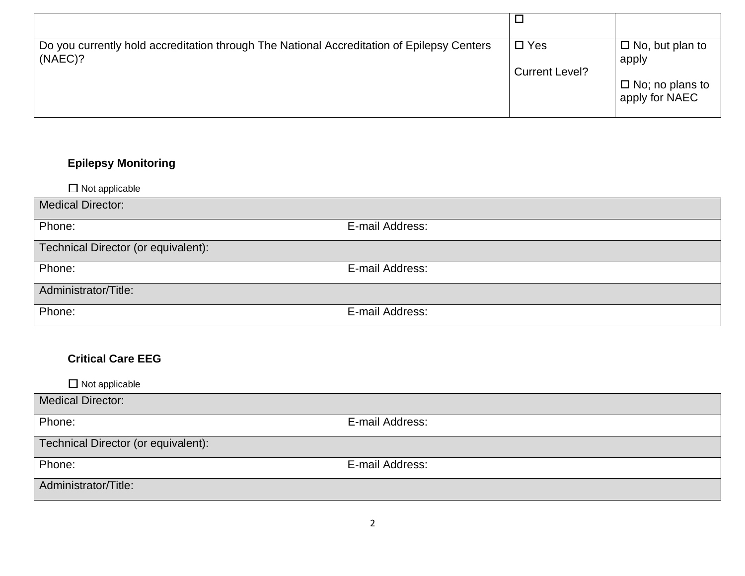| | | |
|---|---|---|
| | ☐ | |
| Do you currently hold accreditation through The National Accreditation of Epilepsy Centers (NAEC)? | ☐ Yes<br><br>Current Level? | ☐ No, but plan to apply<br><br>☐ No; no plans to apply for NAEC |

### Epilepsy Monitoring

☐ Not applicable

| | |
|---|---|
| Medical Director: | |
| Phone: | E-mail Address: |
| Technical Director (or equivalent): | |
| Phone: | E-mail Address: |
| Administrator/Title: | |
| Phone: | E-mail Address: |

### Critical Care EEG

☐ Not applicable

| | |
|---|---|
| Medical Director: | |
| Phone: | E-mail Address: |
| Technical Director (or equivalent): | |
| Phone: | E-mail Address: |
| Administrator/Title: | |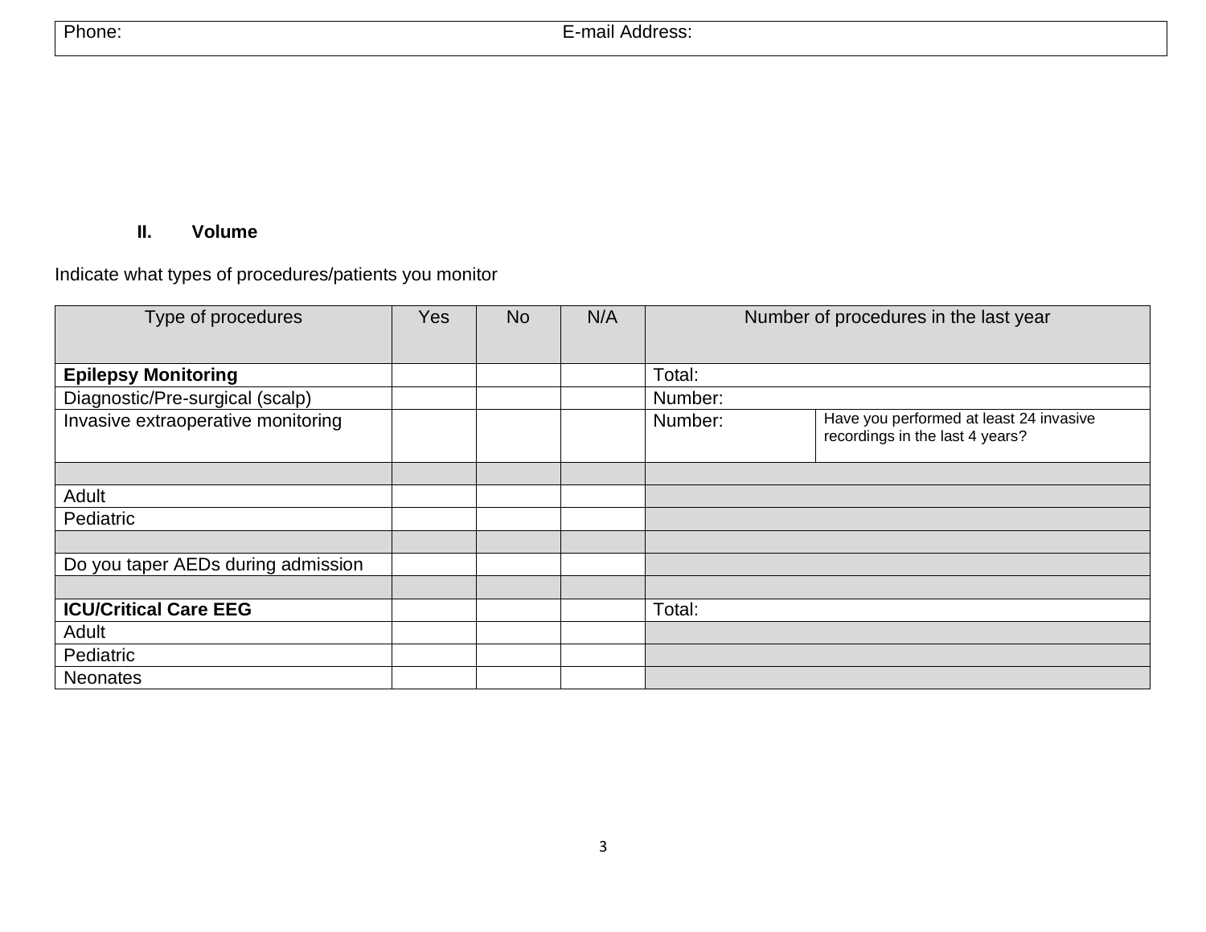| Phone: | E-mail Address: |
|---|---|

## II. Volume

Indicate what types of procedures/patients you monitor

| Type of procedures | Yes | No | N/A | Number of procedures in the last year | |
|---|---|---|---|---|---|
| **Epilepsy Monitoring** | | | | Total: | |
| Diagnostic/Pre-surgical (scalp) | | | | Number: | |
| Invasive extraoperative monitoring | | | | Number: | Have you performed at least 24 invasive recordings in the last 4 years? |
| | | | | | |
| Adult | | | | | |
| Pediatric | | | | | |
| | | | | | |
| Do you taper AEDs during admission | | | | | |
| | | | | | |
| **ICU/Critical Care EEG** | | | | Total: | |
| Adult | | | | | |
| Pediatric | | | | | |
| Neonates | | | | | |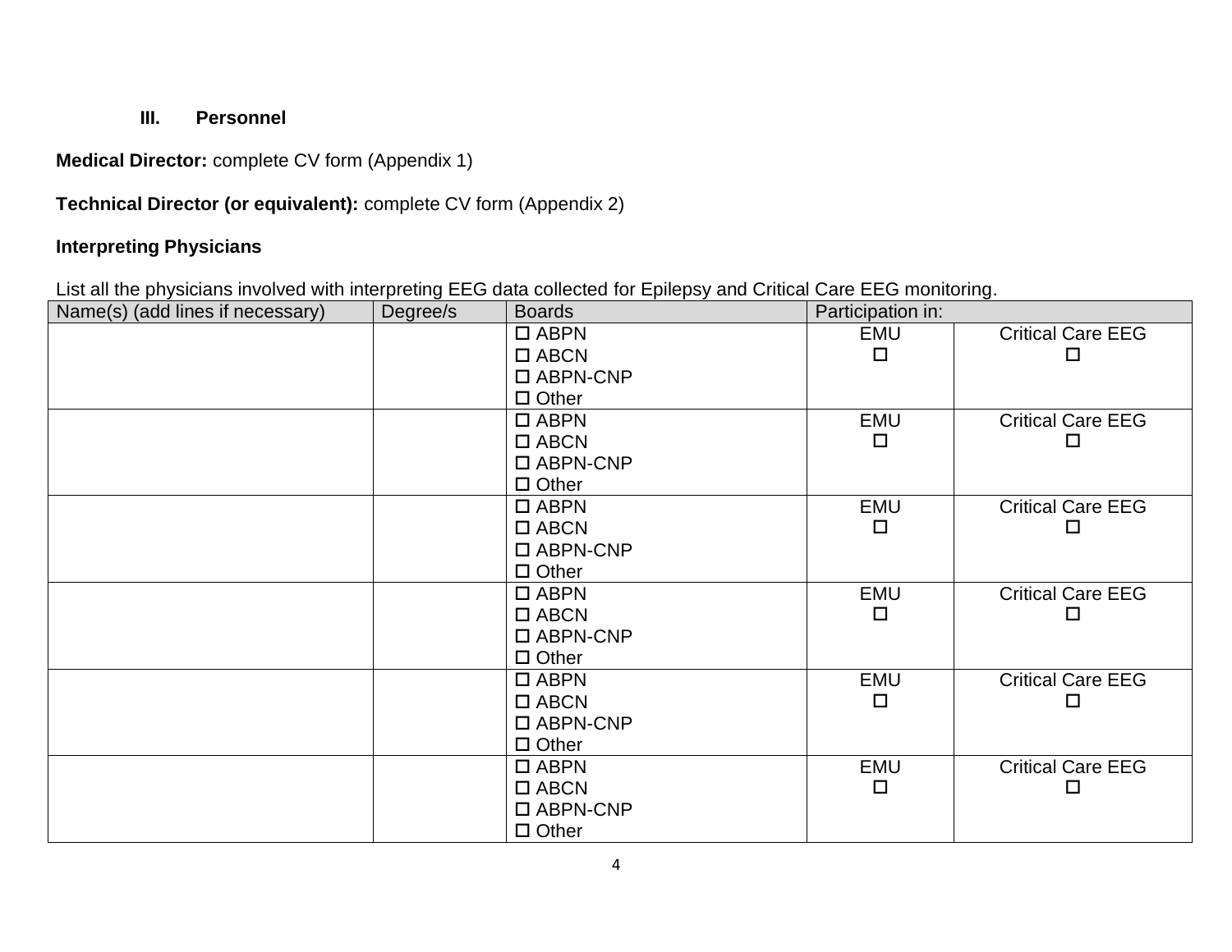### III. Personnel

**Medical Director:** complete CV form (Appendix 1)

**Technical Director (or equivalent):** complete CV form (Appendix 2)

**Interpreting Physicians**

List all the physicians involved with interpreting EEG data collected for Epilepsy and Critical Care EEG monitoring.

| Name(s) (add lines if necessary) | Degree/s | Boards | Participation in: | |
|---|---|---|---|---|
| | | ☐ ABPN<br>☐ ABCN<br>☐ ABPN-CNP<br>☐ Other | EMU<br>☐ | Critical Care EEG<br>☐ |
| | | ☐ ABPN<br>☐ ABCN<br>☐ ABPN-CNP<br>☐ Other | EMU<br>☐ | Critical Care EEG<br>☐ |
| | | ☐ ABPN<br>☐ ABCN<br>☐ ABPN-CNP<br>☐ Other | EMU<br>☐ | Critical Care EEG<br>☐ |
| | | ☐ ABPN<br>☐ ABCN<br>☐ ABPN-CNP<br>☐ Other | EMU<br>☐ | Critical Care EEG<br>☐ |
| | | ☐ ABPN<br>☐ ABCN<br>☐ ABPN-CNP<br>☐ Other | EMU<br>☐ | Critical Care EEG<br>☐ |
| | | ☐ ABPN<br>☐ ABCN<br>☐ ABPN-CNP<br>☐ Other | EMU<br>☐ | Critical Care EEG<br>☐ |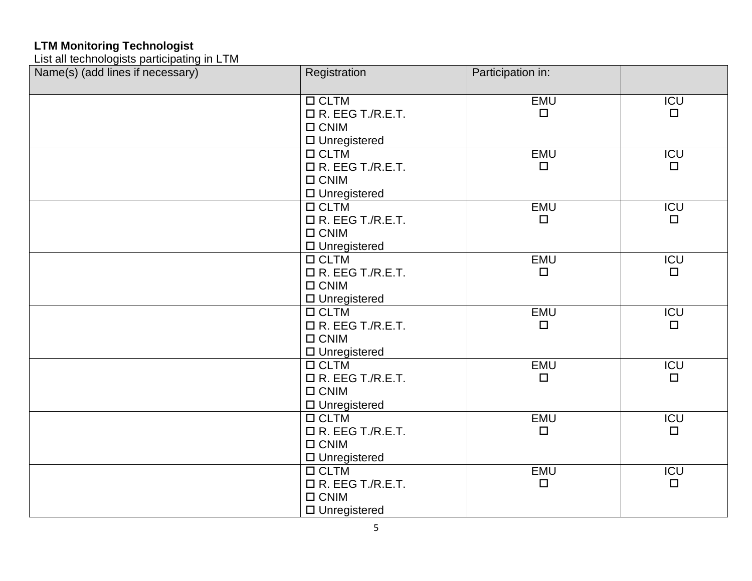**LTM Monitoring Technologist**

List all technologists participating in LTM

| Name(s) (add lines if necessary) | Registration | Participation in: | |
|---|---|---|---|
| | ☐ CLTM<br>☐ R. EEG T./R.E.T.<br>☐ CNIM<br>☐ Unregistered | EMU<br>☐ | ICU<br>☐ |
| | ☐ CLTM<br>☐ R. EEG T./R.E.T.<br>☐ CNIM<br>☐ Unregistered | EMU<br>☐ | ICU<br>☐ |
| | ☐ CLTM<br>☐ R. EEG T./R.E.T.<br>☐ CNIM<br>☐ Unregistered | EMU<br>☐ | ICU<br>☐ |
| | ☐ CLTM<br>☐ R. EEG T./R.E.T.<br>☐ CNIM<br>☐ Unregistered | EMU<br>☐ | ICU<br>☐ |
| | ☐ CLTM<br>☐ R. EEG T./R.E.T.<br>☐ CNIM<br>☐ Unregistered | EMU<br>☐ | ICU<br>☐ |
| | ☐ CLTM<br>☐ R. EEG T./R.E.T.<br>☐ CNIM<br>☐ Unregistered | EMU<br>☐ | ICU<br>☐ |
| | ☐ CLTM<br>☐ R. EEG T./R.E.T.<br>☐ CNIM<br>☐ Unregistered | EMU<br>☐ | ICU<br>☐ |
| | ☐ CLTM<br>☐ R. EEG T./R.E.T.<br>☐ CNIM<br>☐ Unregistered | EMU<br>☐ | ICU<br>☐ |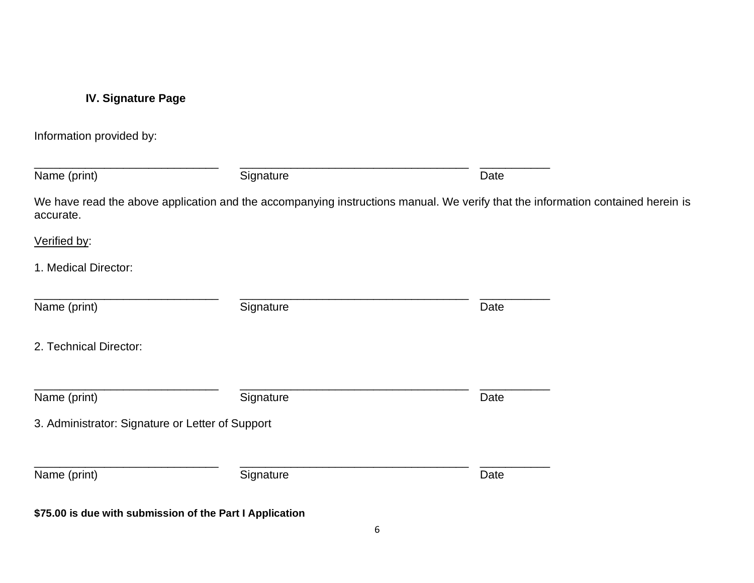### IV. Signature Page

Information provided by:

______________________________ ____________________________________ ___________
Name (print) Signature Date

We have read the above application and the accompanying instructions manual. We verify that the information contained herein is accurate.

Verified by:

1. Medical Director:

______________________________ ____________________________________ ___________
Name (print) Signature Date

2. Technical Director:

______________________________ ____________________________________ ___________
Name (print) Signature Date

3. Administrator: Signature or Letter of Support

______________________________ ____________________________________ ___________
Name (print) Signature Date

**$75.00 is due with submission of the Part I Application**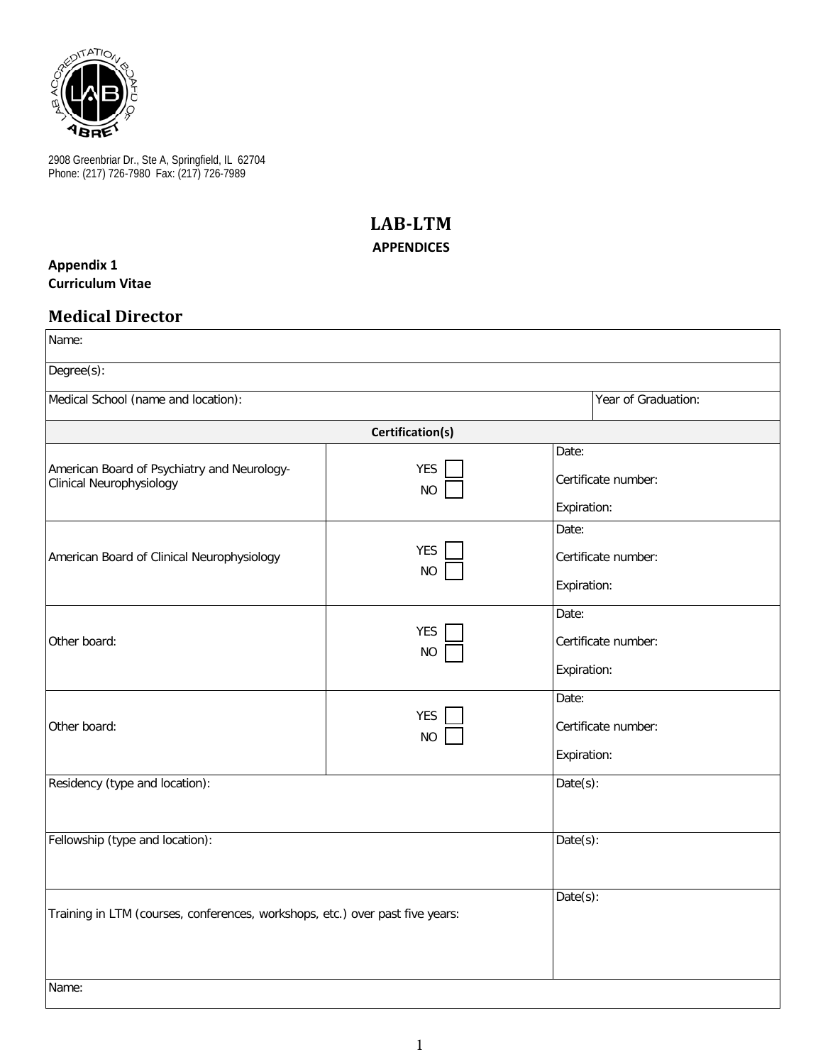2908 Greenbriar Dr., Ste A, Springfield, IL 62704
Phone: (217) 726-7980 Fax: (217) 726-7989

# LAB-LTM

## APPENDICES

**Appendix 1**
**Curriculum Vitae**

## Medical Director

| Name: | | |
|---|---|---|
| Degree(s): | | |
| Medical School (name and location): | | Year of Graduation: |
| **Certification(s)** | | |
| American Board of Psychiatry and Neurology-Clinical Neurophysiology | YES ☐ NO ☐ | Date: Certificate number: Expiration: |
| American Board of Clinical Neurophysiology | YES ☐ NO ☐ | Date: Certificate number: Expiration: |
| Other board: | YES ☐ NO ☐ | Date: Certificate number: Expiration: |
| Other board: | YES ☐ NO ☐ | Date: Certificate number: Expiration: |
| Residency (type and location): | | Date(s): |
| Fellowship (type and location): | | Date(s): |
| Training in LTM (courses, conferences, workshops, etc.) over past five years: | | Date(s): |
| Name: | | |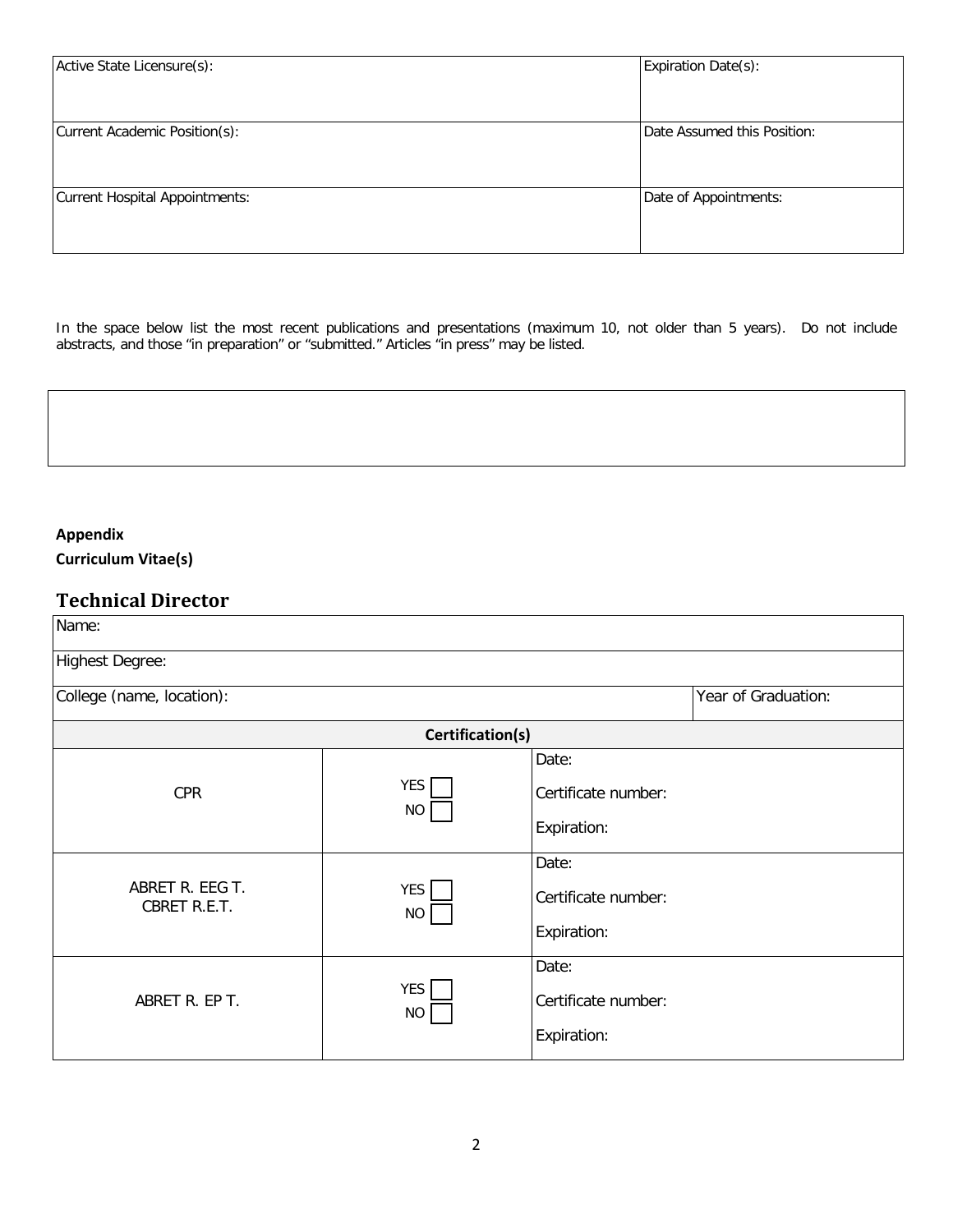| Active State Licensure(s): | Expiration Date(s): |
| --- | --- |
| Current Academic Position(s): | Date Assumed this Position: |
| Current Hospital Appointments: | Date of Appointments: |

In the space below list the most recent publications and presentations (maximum 10, not older than 5 years). Do not include abstracts, and those “in preparation” or “submitted.” Articles “in press” may be listed.

|  |
| --- |
|  |

**Appendix**

**Curriculum Vitae(s)**

## Technical Director

| Name: | | |
| --- | --- | --- |
| Highest Degree: | | |
| College (name, location): | | Year of Graduation: |
| **Certification(s)** | | |
| CPR | YES ☐<br>NO ☐ | Date:<br>Certificate number:<br>Expiration: |
| ABRET R. EEG T.<br>CBRET R.E.T. | YES ☐<br>NO ☐ | Date:<br>Certificate number:<br>Expiration: |
| ABRET R. EP T. | YES ☐<br>NO ☐ | Date:<br>Certificate number:<br>Expiration: |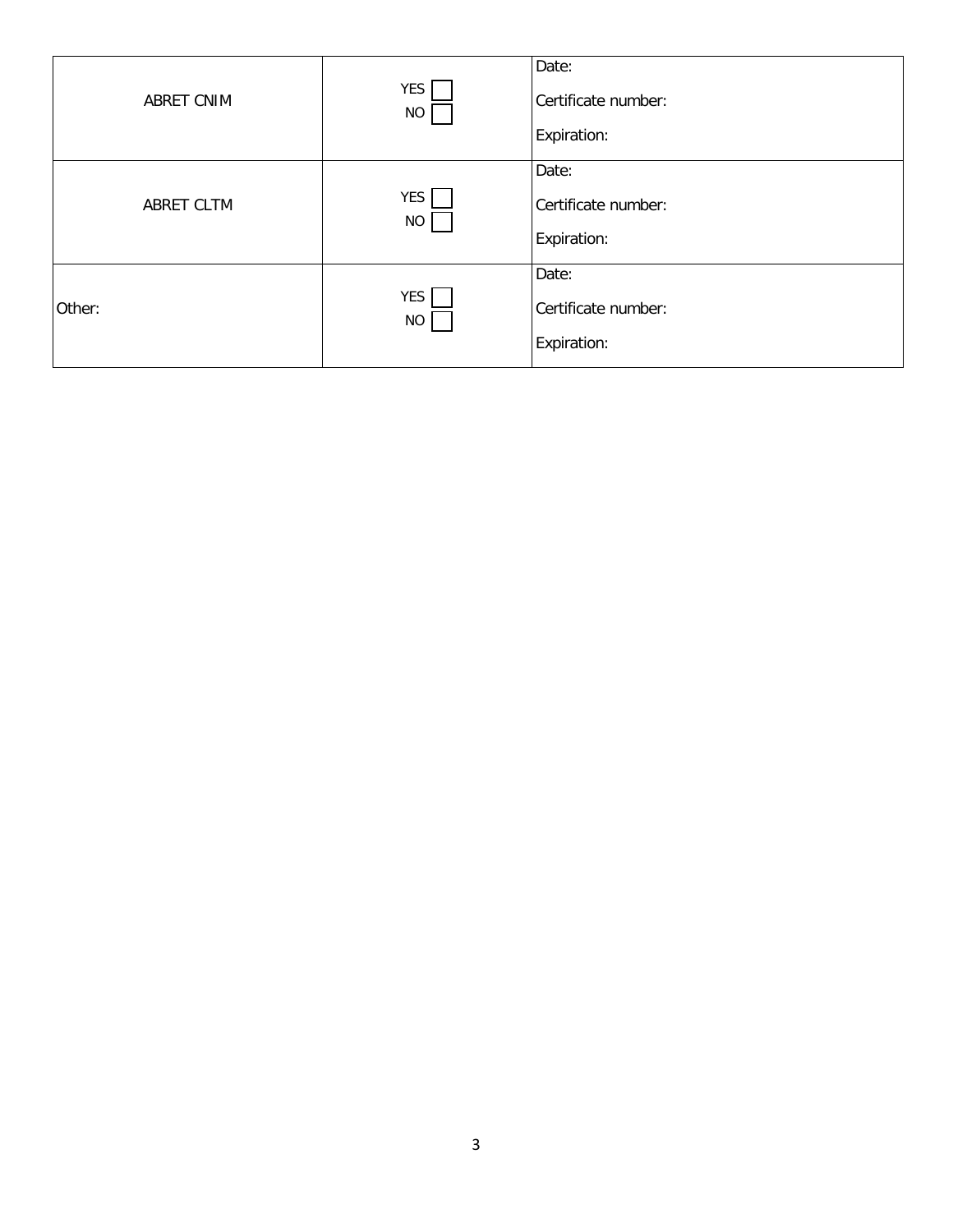| | | |
|---|---|---|
| ABRET CNIM | YES ☐<br>NO ☐ | Date:<br>Certificate number:<br>Expiration: |
| ABRET CLTM | YES ☐<br>NO ☐ | Date:<br>Certificate number:<br>Expiration: |
| Other: | YES ☐<br>NO ☐ | Date:<br>Certificate number:<br>Expiration: |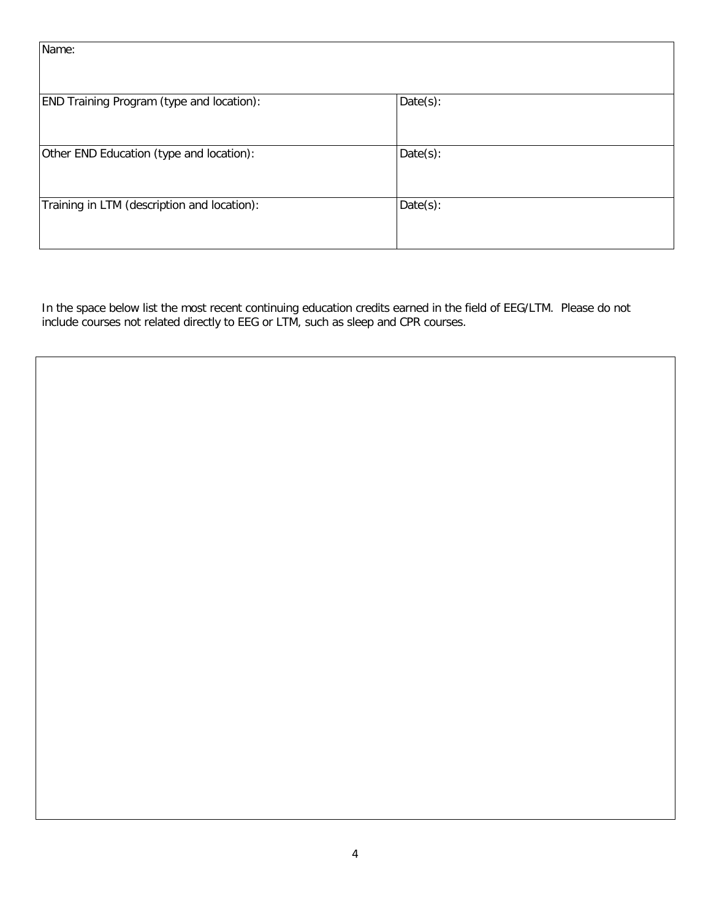| | |
|---|---|
| Name: | |
| END Training Program (type and location): | Date(s): |
| Other END Education (type and location): | Date(s): |
| Training in LTM (description and location): | Date(s): |

In the space below list the most recent continuing education credits earned in the field of EEG/LTM. Please do not include courses not related directly to EEG or LTM, such as sleep and CPR courses.